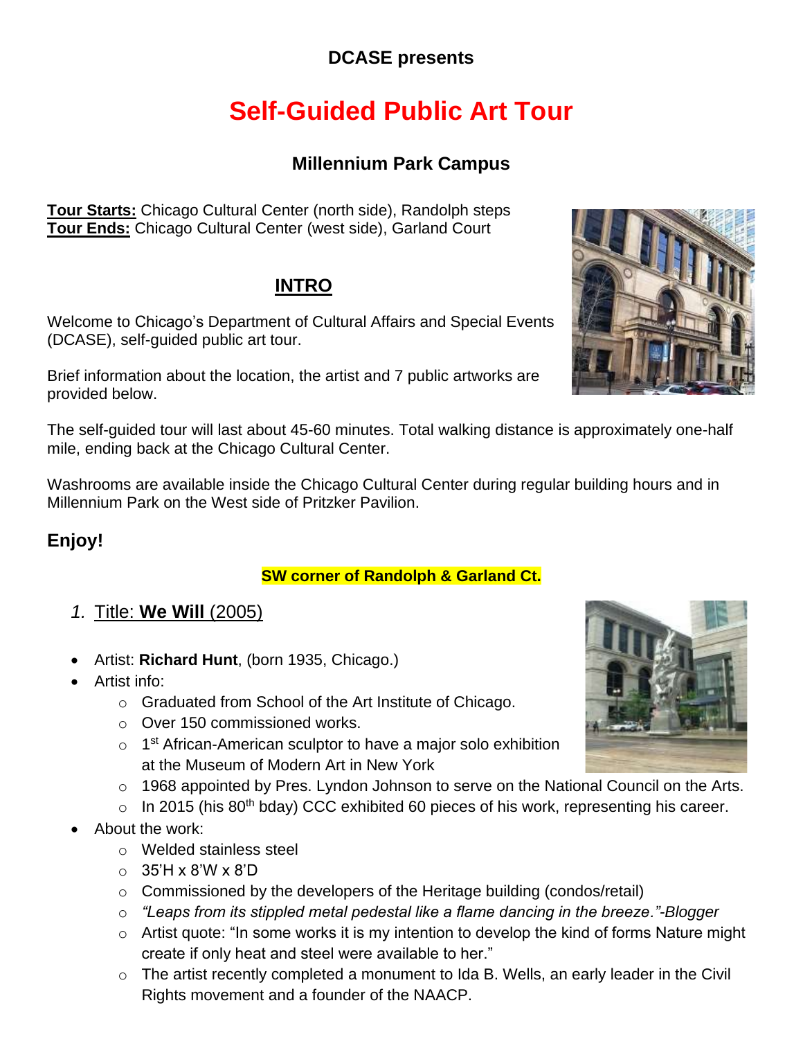**DCASE presents**

# Self-Guided Public Art Tour

## Millennium Park Campus

**Tour Starts:** Chicago Cultural Center (north side), Randolph steps
**Tour Ends:** Chicago Cultural Center (west side), Garland Court

## INTRO

Welcome to Chicago's Department of Cultural Affairs and Special Events (DCASE), self-guided public art tour.

Brief information about the location, the artist and 7 public artworks are provided below.

The self-guided tour will last about 45-60 minutes. Total walking distance is approximately one-half mile, ending back at the Chicago Cultural Center.

Washrooms are available inside the Chicago Cultural Center during regular building hours and in Millennium Park on the West side of Pritzker Pavilion.

### Enjoy!

**SW corner of Randolph & Garland Ct.**

1. Title: **We Will** (2005)

- Artist: **Richard Hunt**, (born 1935, Chicago.)
- Artist info:
  - Graduated from School of the Art Institute of Chicago.
  - Over 150 commissioned works.
  - 1st African-American sculptor to have a major solo exhibition at the Museum of Modern Art in New York
  - 1968 appointed by Pres. Lyndon Johnson to serve on the National Council on the Arts.
  - In 2015 (his 80th bday) CCC exhibited 60 pieces of his work, representing his career.
- About the work:
  - Welded stainless steel
  - 35'H x 8'W x 8'D
  - Commissioned by the developers of the Heritage building (condos/retail)
  - *"Leaps from its stippled metal pedestal like a flame dancing in the breeze."-Blogger*
  - Artist quote: "In some works it is my intention to develop the kind of forms Nature might create if only heat and steel were available to her."
  - The artist recently completed a monument to Ida B. Wells, an early leader in the Civil Rights movement and a founder of the NAACP.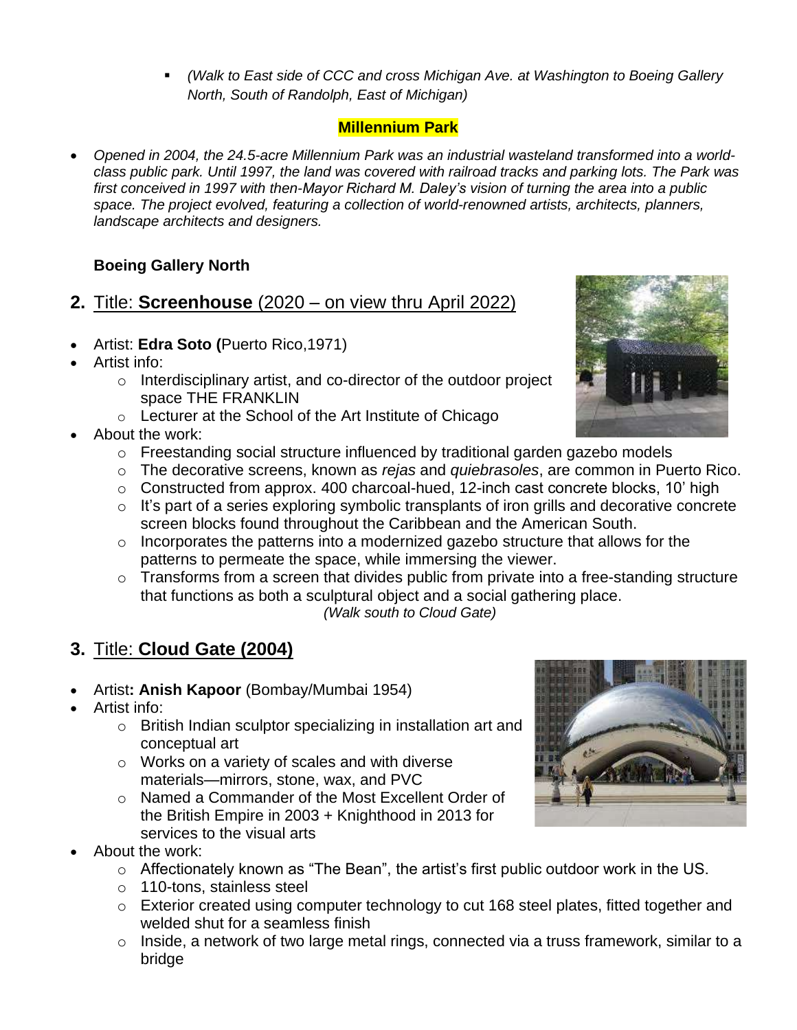- *(Walk to East side of CCC and cross Michigan Ave. at Washington to Boeing Gallery North, South of Randolph, East of Michigan)*

## Millennium Park

- *Opened in 2004, the 24.5-acre Millennium Park was an industrial wasteland transformed into a world-class public park. Until 1997, the land was covered with railroad tracks and parking lots. The Park was first conceived in 1997 with then-Mayor Richard M. Daley's vision of turning the area into a public space. The project evolved, featuring a collection of world-renowned artists, architects, planners, landscape architects and designers.*

### Boeing Gallery North

## 2. Title: **Screenhouse** (2020 – on view thru April 2022)

- Artist: **Edra Soto (**Puerto Rico,1971)
- Artist info:
  - Interdisciplinary artist, and co-director of the outdoor project space THE FRANKLIN
  - Lecturer at the School of the Art Institute of Chicago
- About the work:
  - Freestanding social structure influenced by traditional garden gazebo models
  - The decorative screens, known as *rejas* and *quiebrasoles*, are common in Puerto Rico.
  - Constructed from approx. 400 charcoal-hued, 12-inch cast concrete blocks, 10' high
  - It's part of a series exploring symbolic transplants of iron grills and decorative concrete screen blocks found throughout the Caribbean and the American South.
  - Incorporates the patterns into a modernized gazebo structure that allows for the patterns to permeate the space, while immersing the viewer.
  - Transforms from a screen that divides public from private into a free-standing structure that functions as both a sculptural object and a social gathering place.

*(Walk south to Cloud Gate)*

## 3. Title: **Cloud Gate (2004)**

- Artist**: Anish Kapoor** (Bombay/Mumbai 1954)
- Artist info:
  - British Indian sculptor specializing in installation art and conceptual art
  - Works on a variety of scales and with diverse materials—mirrors, stone, wax, and PVC
  - Named a Commander of the Most Excellent Order of the British Empire in 2003 + Knighthood in 2013 for services to the visual arts
- About the work:
  - Affectionately known as "The Bean", the artist's first public outdoor work in the US.
  - 110-tons, stainless steel
  - Exterior created using computer technology to cut 168 steel plates, fitted together and welded shut for a seamless finish
  - Inside, a network of two large metal rings, connected via a truss framework, similar to a bridge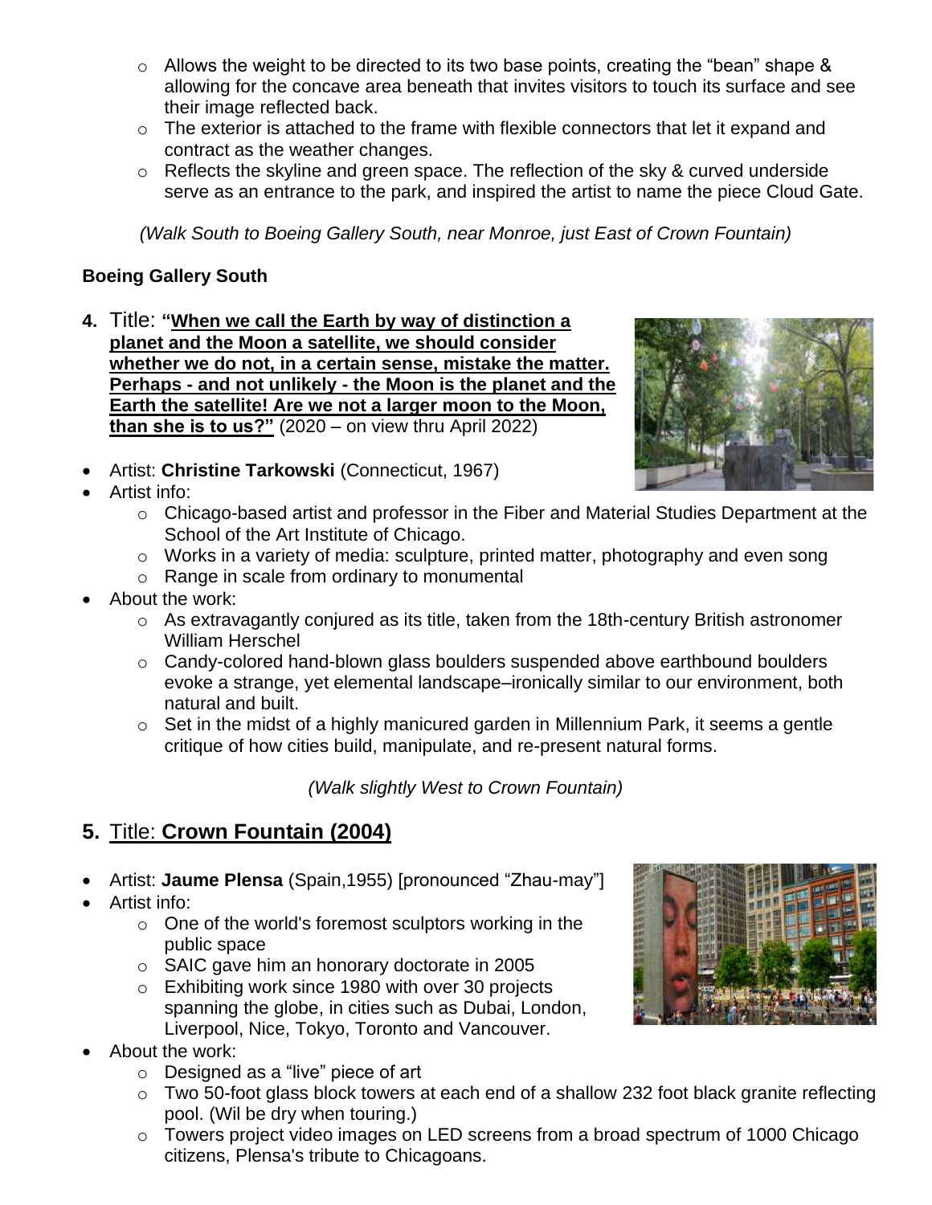- Allows the weight to be directed to its two base points, creating the "bean" shape & allowing for the concave area beneath that invites visitors to touch its surface and see their image reflected back.
- The exterior is attached to the frame with flexible connectors that let it expand and contract as the weather changes.
- Reflects the skyline and green space. The reflection of the sky & curved underside serve as an entrance to the park, and inspired the artist to name the piece Cloud Gate.

*(Walk South to Boeing Gallery South, near Monroe, just East of Crown Fountain)*

**Boeing Gallery South**

**4.** Title: **"When we call the Earth by way of distinction a planet and the Moon a satellite, we should consider whether we do not, in a certain sense, mistake the matter. Perhaps - and not unlikely - the Moon is the planet and the Earth the satellite! Are we not a larger moon to the Moon, than she is to us?"** (2020 – on view thru April 2022)

- Artist: **Christine Tarkowski** (Connecticut, 1967)
- Artist info:
  - Chicago-based artist and professor in the Fiber and Material Studies Department at the School of the Art Institute of Chicago.
  - Works in a variety of media: sculpture, printed matter, photography and even song
  - Range in scale from ordinary to monumental
- About the work:
  - As extravagantly conjured as its title, taken from the 18th-century British astronomer William Herschel
  - Candy-colored hand-blown glass boulders suspended above earthbound boulders evoke a strange, yet elemental landscape–ironically similar to our environment, both natural and built.
  - Set in the midst of a highly manicured garden in Millennium Park, it seems a gentle critique of how cities build, manipulate, and re-present natural forms.

*(Walk slightly West to Crown Fountain)*

## 5. Title: **Crown Fountain (2004)**

- Artist: **Jaume Plensa** (Spain,1955) [pronounced "Zhau-may"]
- Artist info:
  - One of the world's foremost sculptors working in the public space
  - SAIC gave him an honorary doctorate in 2005
  - Exhibiting work since 1980 with over 30 projects spanning the globe, in cities such as Dubai, London, Liverpool, Nice, Tokyo, Toronto and Vancouver.
- About the work:
  - Designed as a "live" piece of art
  - Two 50-foot glass block towers at each end of a shallow 232 foot black granite reflecting pool. (Wil be dry when touring.)
  - Towers project video images on LED screens from a broad spectrum of 1000 Chicago citizens, Plensa's tribute to Chicagoans.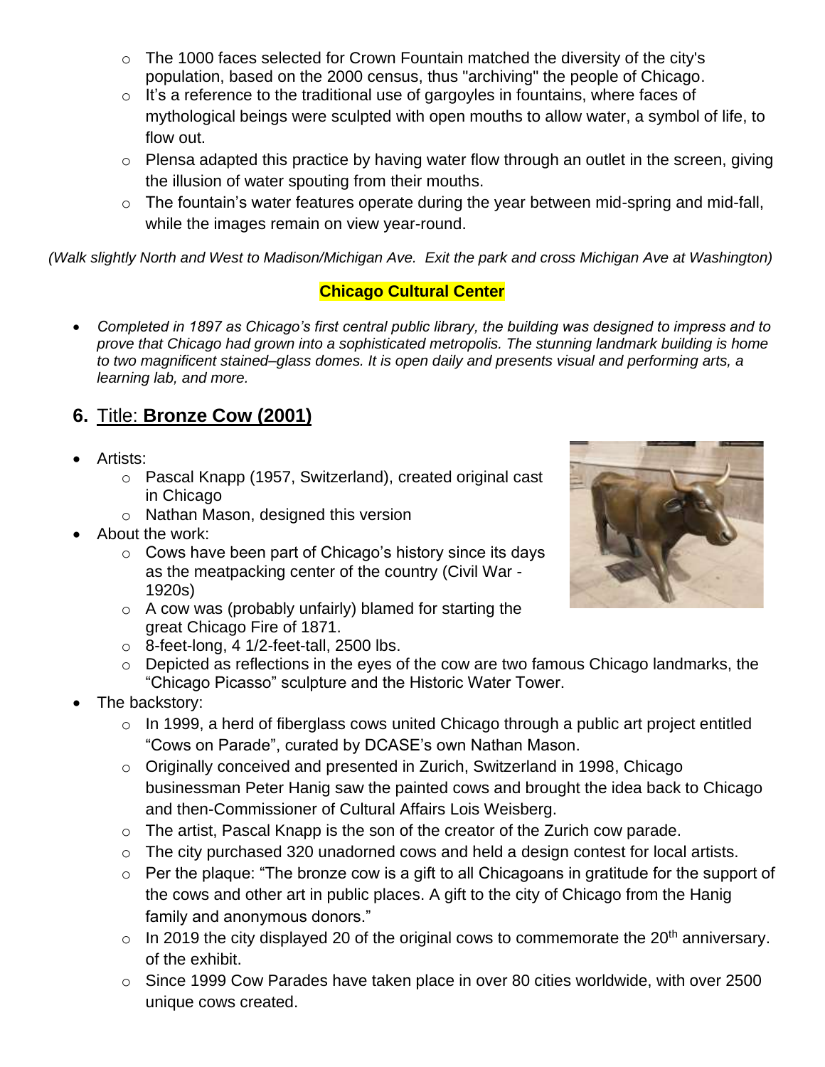- The 1000 faces selected for Crown Fountain matched the diversity of the city's population, based on the 2000 census, thus "archiving" the people of Chicago.
- It's a reference to the traditional use of gargoyles in fountains, where faces of mythological beings were sculpted with open mouths to allow water, a symbol of life, to flow out.
- Plensa adapted this practice by having water flow through an outlet in the screen, giving the illusion of water spouting from their mouths.
- The fountain's water features operate during the year between mid-spring and mid-fall, while the images remain on view year-round.

*(Walk slightly North and West to Madison/Michigan Ave. Exit the park and cross Michigan Ave at Washington)*

**Chicago Cultural Center**

- *Completed in 1897 as Chicago's first central public library, the building was designed to impress and to prove that Chicago had grown into a sophisticated metropolis. The stunning landmark building is home to two magnificent stained–glass domes. It is open daily and presents visual and performing arts, a learning lab, and more.*

## 6. Title: **Bronze Cow (2001)**

- Artists:
  - Pascal Knapp (1957, Switzerland), created original cast in Chicago
  - Nathan Mason, designed this version
- About the work:
  - Cows have been part of Chicago's history since its days as the meatpacking center of the country (Civil War - 1920s)
  - A cow was (probably unfairly) blamed for starting the great Chicago Fire of 1871.
  - 8-feet-long, 4 1/2-feet-tall, 2500 lbs.
  - Depicted as reflections in the eyes of the cow are two famous Chicago landmarks, the "Chicago Picasso" sculpture and the Historic Water Tower.
- The backstory:
  - In 1999, a herd of fiberglass cows united Chicago through a public art project entitled "Cows on Parade", curated by DCASE's own Nathan Mason.
  - Originally conceived and presented in Zurich, Switzerland in 1998, Chicago businessman Peter Hanig saw the painted cows and brought the idea back to Chicago and then-Commissioner of Cultural Affairs Lois Weisberg.
  - The artist, Pascal Knapp is the son of the creator of the Zurich cow parade.
  - The city purchased 320 unadorned cows and held a design contest for local artists.
  - Per the plaque: "The bronze cow is a gift to all Chicagoans in gratitude for the support of the cows and other art in public places. A gift to the city of Chicago from the Hanig family and anonymous donors."
  - In 2019 the city displayed 20 of the original cows to commemorate the 20th anniversary. of the exhibit.
  - Since 1999 Cow Parades have taken place in over 80 cities worldwide, with over 2500 unique cows created.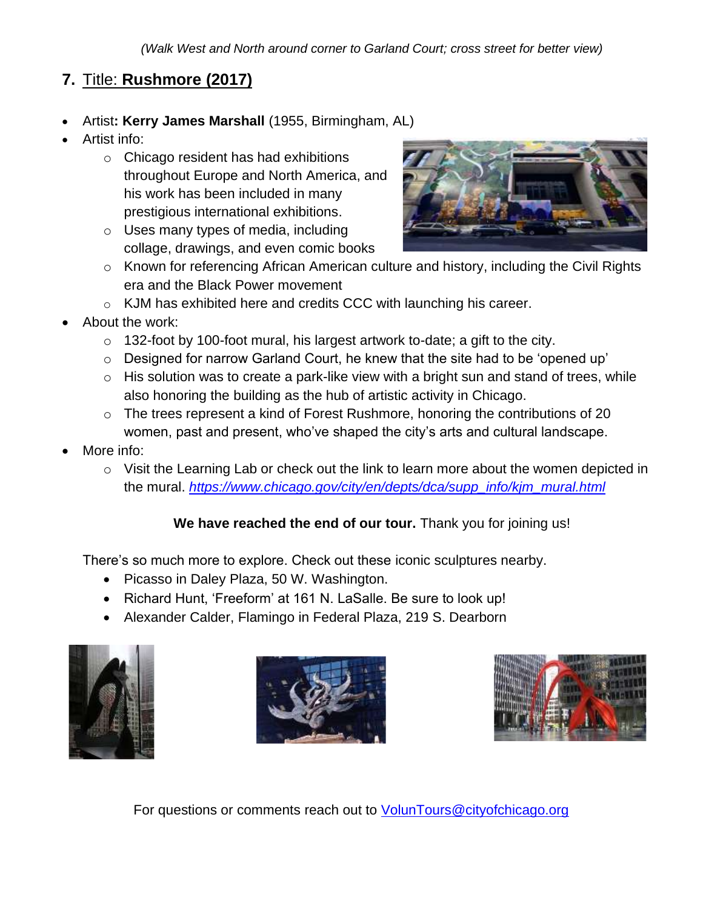*(Walk West and North around corner to Garland Court; cross street for better view)*

## 7. Title: **Rushmore (2017)**

- Artist**: Kerry James Marshall** (1955, Birmingham, AL)
- Artist info:
  - Chicago resident has had exhibitions throughout Europe and North America, and his work has been included in many prestigious international exhibitions.
  - Uses many types of media, including collage, drawings, and even comic books
  - Known for referencing African American culture and history, including the Civil Rights era and the Black Power movement
  - KJM has exhibited here and credits CCC with launching his career.
- About the work:
  - 132-foot by 100-foot mural, his largest artwork to-date; a gift to the city.
  - Designed for narrow Garland Court, he knew that the site had to be 'opened up'
  - His solution was to create a park-like view with a bright sun and stand of trees, while also honoring the building as the hub of artistic activity in Chicago.
  - The trees represent a kind of Forest Rushmore, honoring the contributions of 20 women, past and present, who've shaped the city's arts and cultural landscape.
- More info:
  - Visit the Learning Lab or check out the link to learn more about the women depicted in the mural. *https://www.chicago.gov/city/en/depts/dca/supp_info/kjm_mural.html*

**We have reached the end of our tour.** Thank you for joining us!

There's so much more to explore. Check out these iconic sculptures nearby.

- Picasso in Daley Plaza, 50 W. Washington.
- Richard Hunt, 'Freeform' at 161 N. LaSalle. Be sure to look up!
- Alexander Calder, Flamingo in Federal Plaza, 219 S. Dearborn

For questions or comments reach out to VolunTours@cityofchicago.org